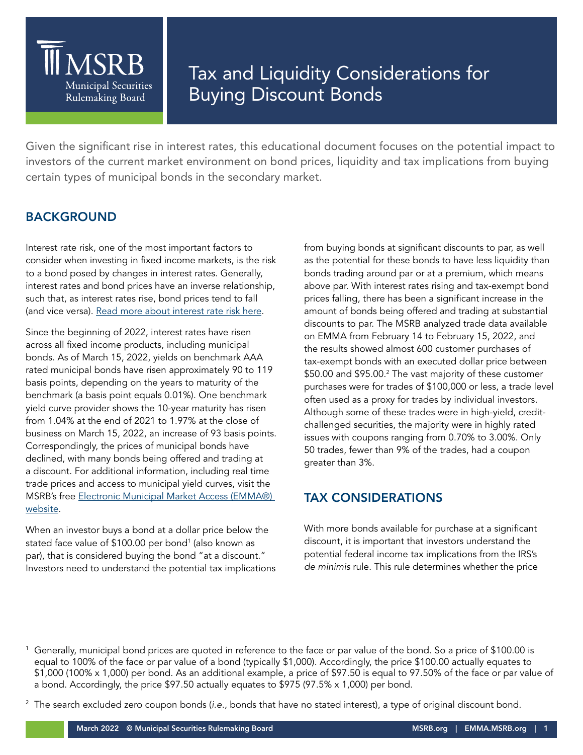# Tax and Liquidity Considerations for Buying Discount Bonds

Given the significant rise in interest rates, this educational document focuses on the potential impact to investors of the current market environment on bond prices, liquidity and tax implications from buying certain types of municipal bonds in the secondary market.

## BACKGROUND

Interest rate risk, one of the most important factors to consider when investing in fixed income markets, is the risk to a bond posed by changes in interest rates. Generally, interest rates and bond prices have an inverse relationship, such that, as interest rates rise, bond prices tend to fall (and vice versa). [Read more about interest rate risk here](#).

Since the beginning of 2022, interest rates have risen across all fixed income products, including municipal bonds. As of March 15, 2022, yields on benchmark AAA rated municipal bonds have risen approximately 90 to 119 basis points, depending on the years to maturity of the benchmark (a basis point equals 0.01%). One benchmark yield curve provider shows the 10-year maturity has risen from 1.04% at the end of 2021 to 1.97% at the close of business on March 15, 2022, an increase of 93 basis points. Correspondingly, the prices of municipal bonds have declined, with many bonds being offered and trading at a discount. For additional information, including real time trade prices and access to municipal yield curves, visit the MSRB's free [Electronic Municipal Market Access (EMMA®) website](#).

When an investor buys a bond at a dollar price below the stated face value of $100.00 per bond[1] (also known as par), that is considered buying the bond "at a discount." Investors need to understand the potential tax implications from buying bonds at significant discounts to par, as well as the potential for these bonds to have less liquidity than bonds trading around par or at a premium, which means above par. With interest rates rising and tax-exempt bond prices falling, there has been a significant increase in the amount of bonds being offered and trading at substantial discounts to par. The MSRB analyzed trade data available on EMMA from February 14 to February 15, 2022, and the results showed almost 600 customer purchases of tax-exempt bonds with an executed dollar price between $50.00 and $95.00.[2] The vast majority of these customer purchases were for trades of $100,000 or less, a trade level often used as a proxy for trades by individual investors. Although some of these trades were in high-yield, credit-challenged securities, the majority were in highly rated issues with coupons ranging from 0.70% to 3.00%. Only 50 trades, fewer than 9% of the trades, had a coupon greater than 3%.

## TAX CONSIDERATIONS

With more bonds available for purchase at a significant discount, it is important that investors understand the potential federal income tax implications from the IRS's *de minimis* rule. This rule determines whether the price

[1] Generally, municipal bond prices are quoted in reference to the face or par value of the bond. So a price of $100.00 is equal to 100% of the face or par value of a bond (typically $1,000). Accordingly, the price $100.00 actually equates to $1,000 (100% x 1,000) per bond. As an additional example, a price of $97.50 is equal to 97.50% of the face or par value of a bond. Accordingly, the price $97.50 actually equates to $975 (97.5% x 1,000) per bond.

[2] The search excluded zero coupon bonds (*i.e.*, bonds that have no stated interest), a type of original discount bond.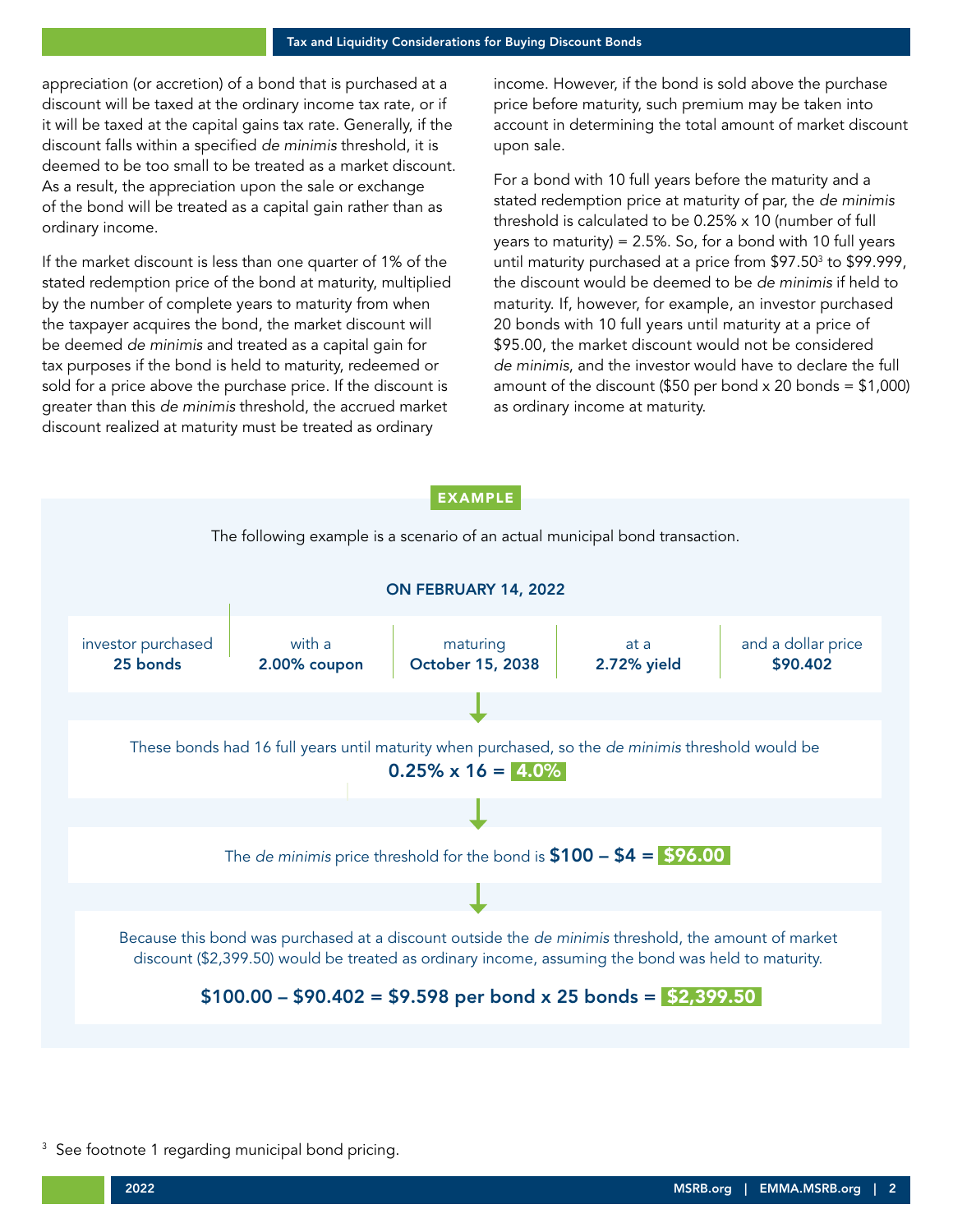appreciation (or accretion) of a bond that is purchased at a discount will be taxed at the ordinary income tax rate, or if it will be taxed at the capital gains tax rate. Generally, if the discount falls within a specified *de minimis* threshold, it is deemed to be too small to be treated as a market discount. As a result, the appreciation upon the sale or exchange of the bond will be treated as a capital gain rather than as ordinary income.

If the market discount is less than one quarter of 1% of the stated redemption price of the bond at maturity, multiplied by the number of complete years to maturity from when the taxpayer acquires the bond, the market discount will be deemed *de minimis* and treated as a capital gain for tax purposes if the bond is held to maturity, redeemed or sold for a price above the purchase price. If the discount is greater than this *de minimis* threshold, the accrued market discount realized at maturity must be treated as ordinary income. However, if the bond is sold above the purchase price before maturity, such premium may be taken into account in determining the total amount of market discount upon sale.

For a bond with 10 full years before the maturity and a stated redemption price at maturity of par, the *de minimis* threshold is calculated to be 0.25% x 10 (number of full years to maturity) = 2.5%. So, for a bond with 10 full years until maturity purchased at a price from $97.50[3] to $99.999, the discount would be deemed to be *de minimis* if held to maturity. If, however, for example, an investor purchased 20 bonds with 10 full years until maturity at a price of $95.00, the market discount would not be considered *de minimis*, and the investor would have to declare the full amount of the discount ($50 per bond x 20 bonds = $1,000) as ordinary income at maturity.

## EXAMPLE

The following example is a scenario of an actual municipal bond transaction.

**ON FEBRUARY 14, 2022**

| investor purchased | with a | maturing | at a | and a dollar price |
|---|---|---|---|---|
| **25 bonds** | **2.00% coupon** | **October 15, 2038** | **2.72% yield** | **$90.402** |

These bonds had 16 full years until maturity when purchased, so the *de minimis* threshold would be

**0.25% x 16 = 4.0%**

The *de minimis* price threshold for the bond is **$100 – $4 = $96.00**

Because this bond was purchased at a discount outside the *de minimis* threshold, the amount of market discount ($2,399.50) would be treated as ordinary income, assuming the bond was held to maturity.

**$100.00 – $90.402 = $9.598 per bond x 25 bonds = $2,399.50**

[3] See footnote 1 regarding municipal bond pricing.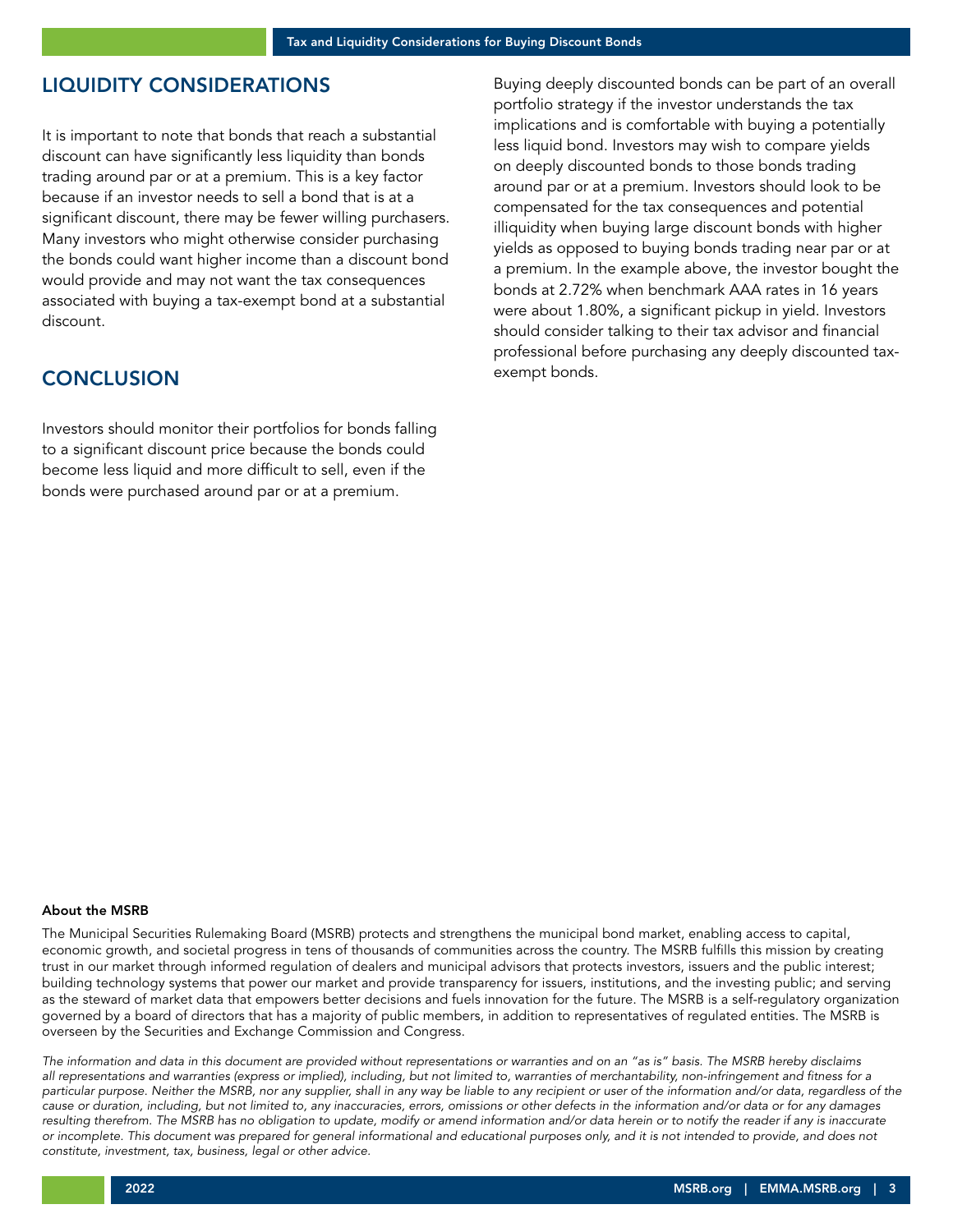## LIQUIDITY CONSIDERATIONS

It is important to note that bonds that reach a substantial discount can have significantly less liquidity than bonds trading around par or at a premium. This is a key factor because if an investor needs to sell a bond that is at a significant discount, there may be fewer willing purchasers. Many investors who might otherwise consider purchasing the bonds could want higher income than a discount bond would provide and may not want the tax consequences associated with buying a tax-exempt bond at a substantial discount.

## CONCLUSION

Investors should monitor their portfolios for bonds falling to a significant discount price because the bonds could become less liquid and more difficult to sell, even if the bonds were purchased around par or at a premium.

Buying deeply discounted bonds can be part of an overall portfolio strategy if the investor understands the tax implications and is comfortable with buying a potentially less liquid bond. Investors may wish to compare yields on deeply discounted bonds to those bonds trading around par or at a premium. Investors should look to be compensated for the tax consequences and potential illiquidity when buying large discount bonds with higher yields as opposed to buying bonds trading near par or at a premium. In the example above, the investor bought the bonds at 2.72% when benchmark AAA rates in 16 years were about 1.80%, a significant pickup in yield. Investors should consider talking to their tax advisor and financial professional before purchasing any deeply discounted tax-exempt bonds.

**About the MSRB**

The Municipal Securities Rulemaking Board (MSRB) protects and strengthens the municipal bond market, enabling access to capital, economic growth, and societal progress in tens of thousands of communities across the country. The MSRB fulfills this mission by creating trust in our market through informed regulation of dealers and municipal advisors that protects investors, issuers and the public interest; building technology systems that power our market and provide transparency for issuers, institutions, and the investing public; and serving as the steward of market data that empowers better decisions and fuels innovation for the future. The MSRB is a self-regulatory organization governed by a board of directors that has a majority of public members, in addition to representatives of regulated entities. The MSRB is overseen by the Securities and Exchange Commission and Congress.

*The information and data in this document are provided without representations or warranties and on an "as is" basis. The MSRB hereby disclaims all representations and warranties (express or implied), including, but not limited to, warranties of merchantability, non-infringement and fitness for a particular purpose. Neither the MSRB, nor any supplier, shall in any way be liable to any recipient or user of the information and/or data, regardless of the cause or duration, including, but not limited to, any inaccuracies, errors, omissions or other defects in the information and/or data or for any damages resulting therefrom. The MSRB has no obligation to update, modify or amend information and/or data herein or to notify the reader if any is inaccurate or incomplete. This document was prepared for general informational and educational purposes only, and it is not intended to provide, and does not constitute, investment, tax, business, legal or other advice.*